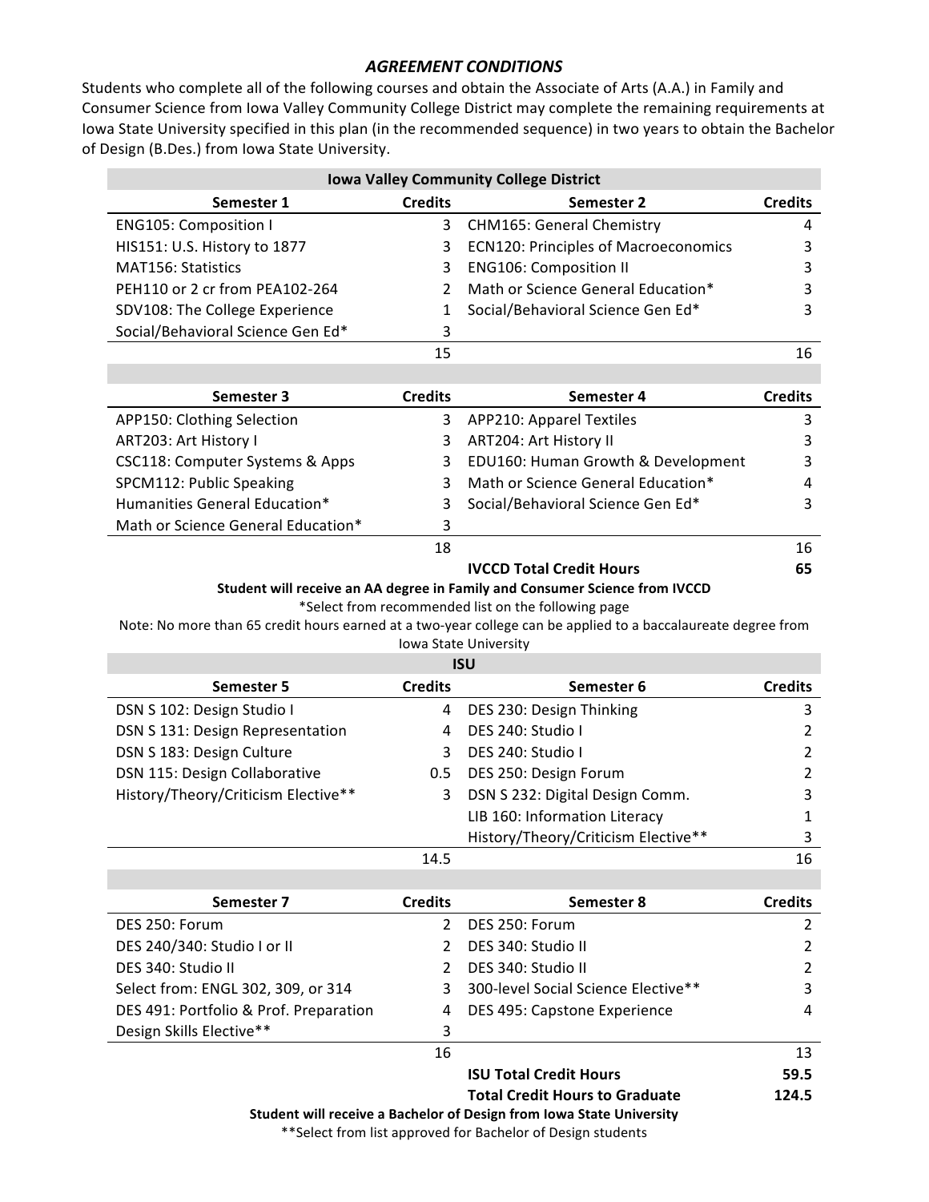## *AGREEMENT CONDITIONS*

Students who complete all of the following courses and obtain the Associate of Arts (A.A.) in Family and Consumer Science from Iowa Valley Community College District may complete the remaining requirements at Iowa State University specified in this plan (in the recommended sequence) in two years to obtain the Bachelor of Design (B.Des.) from Iowa State University.

| **Iowa Valley Community College District** | | | |
|---|---|---|---|
| **Semester 1** | **Credits** | **Semester 2** | **Credits** |
| ENG105: Composition I | 3 | CHM165: General Chemistry | 4 |
| HIS151: U.S. History to 1877 | 3 | ECN120: Principles of Macroeconomics | 3 |
| MAT156: Statistics | 3 | ENG106: Composition II | 3 |
| PEH110 or 2 cr from PEA102-264 | 2 | Math or Science General Education* | 3 |
| SDV108: The College Experience | 1 | Social/Behavioral Science Gen Ed* | 3 |
| Social/Behavioral Science Gen Ed* | 3 | | |
| | 15 | | 16 |
| **Semester 3** | **Credits** | **Semester 4** | **Credits** |
| APP150: Clothing Selection | 3 | APP210: Apparel Textiles | 3 |
| ART203: Art History I | 3 | ART204: Art History II | 3 |
| CSC118: Computer Systems & Apps | 3 | EDU160: Human Growth & Development | 3 |
| SPCM112: Public Speaking | 3 | Math or Science General Education* | 4 |
| Humanities General Education* | 3 | Social/Behavioral Science Gen Ed* | 3 |
| Math or Science General Education* | 3 | | |
| | 18 | | 16 |
| | | **IVCCD Total Credit Hours** | **65** |

**Student will receive an AA degree in Family and Consumer Science from IVCCD**

*Select from recommended list on the following page

Note: No more than 65 credit hours earned at a two-year college can be applied to a baccalaureate degree from Iowa State University

| **ISU** | | | |
|---|---|---|---|
| **Semester 5** | **Credits** | **Semester 6** | **Credits** |
| DSN S 102: Design Studio I | 4 | DES 230: Design Thinking | 3 |
| DSN S 131: Design Representation | 4 | DES 240: Studio I | 2 |
| DSN S 183: Design Culture | 3 | DES 240: Studio I | 2 |
| DSN 115: Design Collaborative | 0.5 | DES 250: Design Forum | 2 |
| History/Theory/Criticism Elective** | 3 | DSN S 232: Digital Design Comm. | 3 |
| | | LIB 160: Information Literacy | 1 |
| | | History/Theory/Criticism Elective** | 3 |
| | 14.5 | | 16 |
| **Semester 7** | **Credits** | **Semester 8** | **Credits** |
| DES 250: Forum | 2 | DES 250: Forum | 2 |
| DES 240/340: Studio I or II | 2 | DES 340: Studio II | 2 |
| DES 340: Studio II | 2 | DES 340: Studio II | 2 |
| Select from: ENGL 302, 309, or 314 | 3 | 300-level Social Science Elective** | 3 |
| DES 491: Portfolio & Prof. Preparation | 4 | DES 495: Capstone Experience | 4 |
| Design Skills Elective** | 3 | | |
| | 16 | | 13 |
| | | **ISU Total Credit Hours** | **59.5** |
| | | **Total Credit Hours to Graduate** | **124.5** |

**Student will receive a Bachelor of Design from Iowa State University**

**Select from list approved for Bachelor of Design students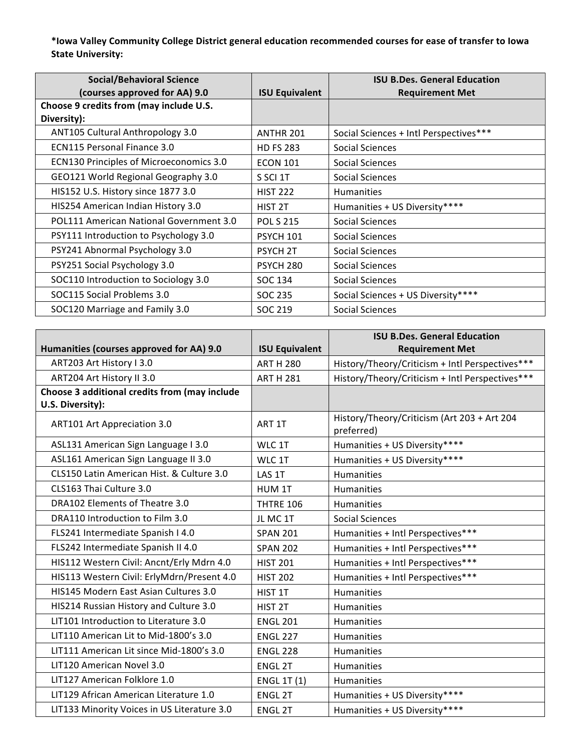**\*Iowa Valley Community College District general education recommended courses for ease of transfer to Iowa State University:**

| Social/Behavioral Science (courses approved for AA) 9.0 | ISU Equivalent | ISU B.Des. General Education Requirement Met |
|---|---|---|
| **Choose 9 credits from (may include U.S. Diversity):** | | |
| ANT105 Cultural Anthropology 3.0 | ANTHR 201 | Social Sciences + Intl Perspectives*** |
| ECN115 Personal Finance 3.0 | HD FS 283 | Social Sciences |
| ECN130 Principles of Microeconomics 3.0 | ECON 101 | Social Sciences |
| GEO121 World Regional Geography 3.0 | S SCI 1T | Social Sciences |
| HIS152 U.S. History since 1877 3.0 | HIST 222 | Humanities |
| HIS254 American Indian History 3.0 | HIST 2T | Humanities + US Diversity**** |
| POL111 American National Government 3.0 | POL S 215 | Social Sciences |
| PSY111 Introduction to Psychology 3.0 | PSYCH 101 | Social Sciences |
| PSY241 Abnormal Psychology 3.0 | PSYCH 2T | Social Sciences |
| PSY251 Social Psychology 3.0 | PSYCH 280 | Social Sciences |
| SOC110 Introduction to Sociology 3.0 | SOC 134 | Social Sciences |
| SOC115 Social Problems 3.0 | SOC 235 | Social Sciences + US Diversity**** |
| SOC120 Marriage and Family 3.0 | SOC 219 | Social Sciences |

| Humanities (courses approved for AA) 9.0 | ISU Equivalent | ISU B.Des. General Education Requirement Met |
|---|---|---|
| ART203 Art History I 3.0 | ART H 280 | History/Theory/Criticism + Intl Perspectives*** |
| ART204 Art History II 3.0 | ART H 281 | History/Theory/Criticism + Intl Perspectives*** |
| **Choose 3 additional credits from (may include U.S. Diversity):** | | |
| ART101 Art Appreciation 3.0 | ART 1T | History/Theory/Criticism (Art 203 + Art 204 preferred) |
| ASL131 American Sign Language I 3.0 | WLC 1T | Humanities + US Diversity**** |
| ASL161 American Sign Language II 3.0 | WLC 1T | Humanities + US Diversity**** |
| CLS150 Latin American Hist. & Culture 3.0 | LAS 1T | Humanities |
| CLS163 Thai Culture 3.0 | HUM 1T | Humanities |
| DRA102 Elements of Theatre 3.0 | THTRE 106 | Humanities |
| DRA110 Introduction to Film 3.0 | JL MC 1T | Social Sciences |
| FLS241 Intermediate Spanish I 4.0 | SPAN 201 | Humanities + Intl Perspectives*** |
| FLS242 Intermediate Spanish II 4.0 | SPAN 202 | Humanities + Intl Perspectives*** |
| HIS112 Western Civil: Ancnt/Erly Mdrn 4.0 | HIST 201 | Humanities + Intl Perspectives*** |
| HIS113 Western Civil: ErlyMdrn/Present 4.0 | HIST 202 | Humanities + Intl Perspectives*** |
| HIS145 Modern East Asian Cultures 3.0 | HIST 1T | Humanities |
| HIS214 Russian History and Culture 3.0 | HIST 2T | Humanities |
| LIT101 Introduction to Literature 3.0 | ENGL 201 | Humanities |
| LIT110 American Lit to Mid-1800's 3.0 | ENGL 227 | Humanities |
| LIT111 American Lit since Mid-1800's 3.0 | ENGL 228 | Humanities |
| LIT120 American Novel 3.0 | ENGL 2T | Humanities |
| LIT127 American Folklore 1.0 | ENGL 1T (1) | Humanities |
| LIT129 African American Literature 1.0 | ENGL 2T | Humanities + US Diversity**** |
| LIT133 Minority Voices in US Literature 3.0 | ENGL 2T | Humanities + US Diversity**** |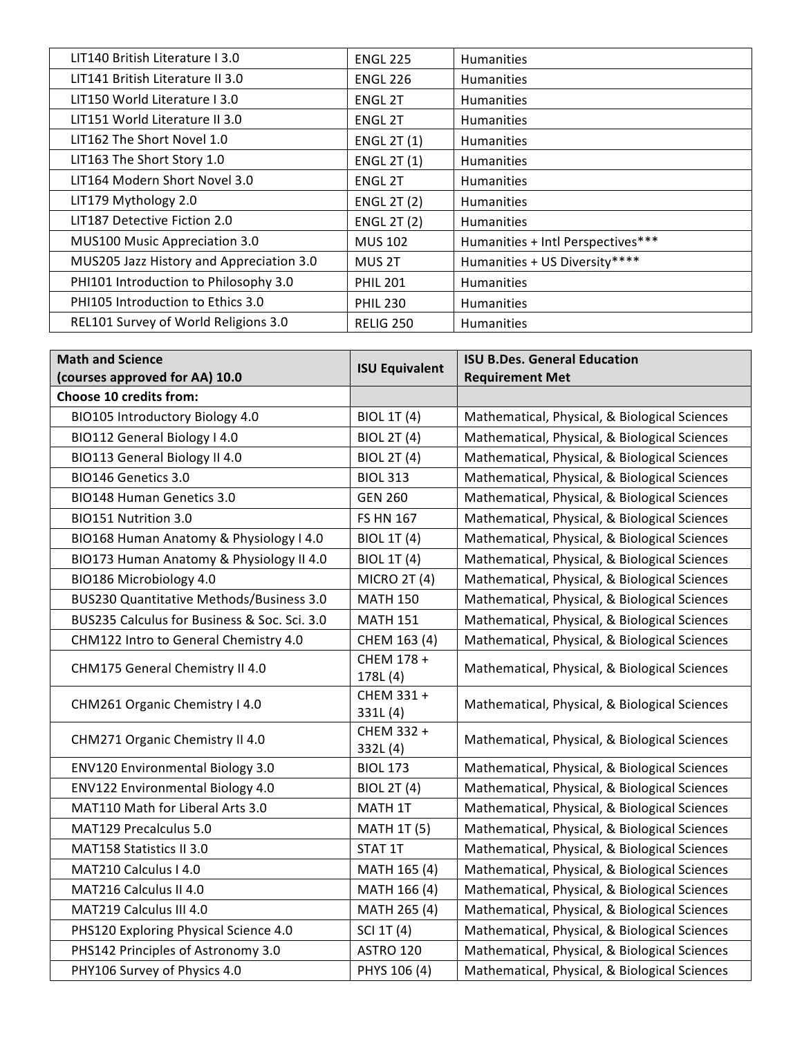| | | |
|---|---|---|
| LIT140 British Literature I 3.0 | ENGL 225 | Humanities |
| LIT141 British Literature II 3.0 | ENGL 226 | Humanities |
| LIT150 World Literature I 3.0 | ENGL 2T | Humanities |
| LIT151 World Literature II 3.0 | ENGL 2T | Humanities |
| LIT162 The Short Novel 1.0 | ENGL 2T (1) | Humanities |
| LIT163 The Short Story 1.0 | ENGL 2T (1) | Humanities |
| LIT164 Modern Short Novel 3.0 | ENGL 2T | Humanities |
| LIT179 Mythology 2.0 | ENGL 2T (2) | Humanities |
| LIT187 Detective Fiction 2.0 | ENGL 2T (2) | Humanities |
| MUS100 Music Appreciation 3.0 | MUS 102 | Humanities + Intl Perspectives*** |
| MUS205 Jazz History and Appreciation 3.0 | MUS 2T | Humanities + US Diversity**** |
| PHI101 Introduction to Philosophy 3.0 | PHIL 201 | Humanities |
| PHI105 Introduction to Ethics 3.0 | PHIL 230 | Humanities |
| REL101 Survey of World Religions 3.0 | RELIG 250 | Humanities |

| Math and Science (courses approved for AA) 10.0 | ISU Equivalent | ISU B.Des. General Education Requirement Met |
|---|---|---|
| **Choose 10 credits from:** | | |
| BIO105 Introductory Biology 4.0 | BIOL 1T (4) | Mathematical, Physical, & Biological Sciences |
| BIO112 General Biology I 4.0 | BIOL 2T (4) | Mathematical, Physical, & Biological Sciences |
| BIO113 General Biology II 4.0 | BIOL 2T (4) | Mathematical, Physical, & Biological Sciences |
| BIO146 Genetics 3.0 | BIOL 313 | Mathematical, Physical, & Biological Sciences |
| BIO148 Human Genetics 3.0 | GEN 260 | Mathematical, Physical, & Biological Sciences |
| BIO151 Nutrition 3.0 | FS HN 167 | Mathematical, Physical, & Biological Sciences |
| BIO168 Human Anatomy & Physiology I 4.0 | BIOL 1T (4) | Mathematical, Physical, & Biological Sciences |
| BIO173 Human Anatomy & Physiology II 4.0 | BIOL 1T (4) | Mathematical, Physical, & Biological Sciences |
| BIO186 Microbiology 4.0 | MICRO 2T (4) | Mathematical, Physical, & Biological Sciences |
| BUS230 Quantitative Methods/Business 3.0 | MATH 150 | Mathematical, Physical, & Biological Sciences |
| BUS235 Calculus for Business & Soc. Sci. 3.0 | MATH 151 | Mathematical, Physical, & Biological Sciences |
| CHM122 Intro to General Chemistry 4.0 | CHEM 163 (4) | Mathematical, Physical, & Biological Sciences |
| CHM175 General Chemistry II 4.0 | CHEM 178 + 178L (4) | Mathematical, Physical, & Biological Sciences |
| CHM261 Organic Chemistry I 4.0 | CHEM 331 + 331L (4) | Mathematical, Physical, & Biological Sciences |
| CHM271 Organic Chemistry II 4.0 | CHEM 332 + 332L (4) | Mathematical, Physical, & Biological Sciences |
| ENV120 Environmental Biology 3.0 | BIOL 173 | Mathematical, Physical, & Biological Sciences |
| ENV122 Environmental Biology 4.0 | BIOL 2T (4) | Mathematical, Physical, & Biological Sciences |
| MAT110 Math for Liberal Arts 3.0 | MATH 1T | Mathematical, Physical, & Biological Sciences |
| MAT129 Precalculus 5.0 | MATH 1T (5) | Mathematical, Physical, & Biological Sciences |
| MAT158 Statistics II 3.0 | STAT 1T | Mathematical, Physical, & Biological Sciences |
| MAT210 Calculus I 4.0 | MATH 165 (4) | Mathematical, Physical, & Biological Sciences |
| MAT216 Calculus II 4.0 | MATH 166 (4) | Mathematical, Physical, & Biological Sciences |
| MAT219 Calculus III 4.0 | MATH 265 (4) | Mathematical, Physical, & Biological Sciences |
| PHS120 Exploring Physical Science 4.0 | SCI 1T (4) | Mathematical, Physical, & Biological Sciences |
| PHS142 Principles of Astronomy 3.0 | ASTRO 120 | Mathematical, Physical, & Biological Sciences |
| PHY106 Survey of Physics 4.0 | PHYS 106 (4) | Mathematical, Physical, & Biological Sciences |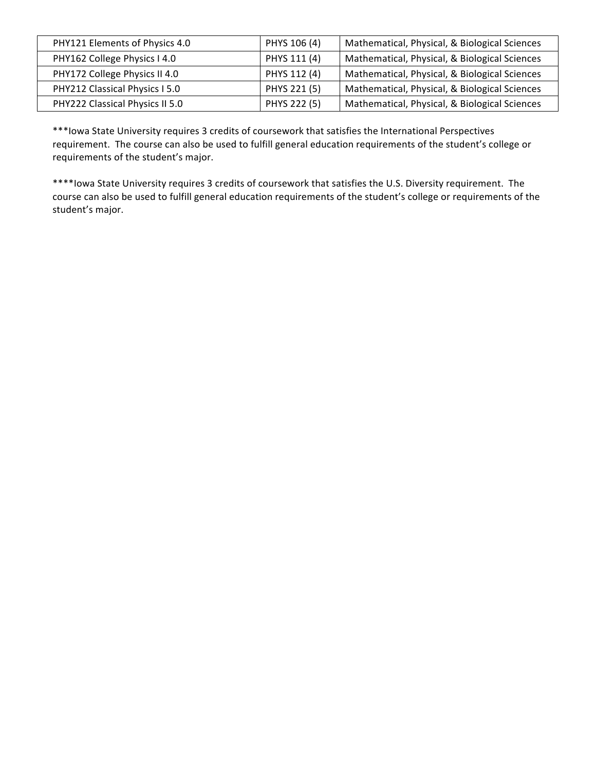| | | |
|---|---|---|
| PHY121 Elements of Physics 4.0 | PHYS 106 (4) | Mathematical, Physical, & Biological Sciences |
| PHY162 College Physics I 4.0 | PHYS 111 (4) | Mathematical, Physical, & Biological Sciences |
| PHY172 College Physics II 4.0 | PHYS 112 (4) | Mathematical, Physical, & Biological Sciences |
| PHY212 Classical Physics I 5.0 | PHYS 221 (5) | Mathematical, Physical, & Biological Sciences |
| PHY222 Classical Physics II 5.0 | PHYS 222 (5) | Mathematical, Physical, & Biological Sciences |

***Iowa State University requires 3 credits of coursework that satisfies the International Perspectives requirement. The course can also be used to fulfill general education requirements of the student's college or requirements of the student's major.

****Iowa State University requires 3 credits of coursework that satisfies the U.S. Diversity requirement. The course can also be used to fulfill general education requirements of the student's college or requirements of the student's major.